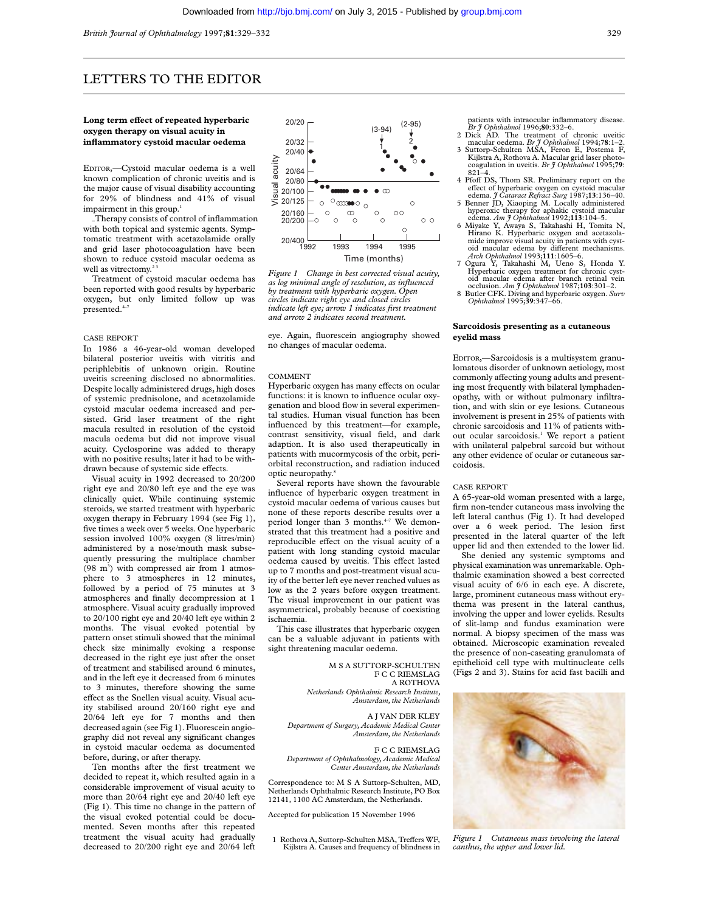# LETTERS TO THE EDITOR

## Long term effect of repeated hyperbaric oxygen therapy on visual acuity in inflammatory cystoid macular oedema

EDITOR,—Cystoid macular oedema is a well known complication of chronic uveitis and is the major cause of visual disability accounting for 29% of blindness and 41% of visual impairment in this group.[1]

Therapy consists of control of inflammation with both topical and systemic agents. Symptomatic treatment with acetazolamide orally and grid laser photocoagulation have been shown to reduce cystoid macular oedema as well as vitrectomy.[2,3]

Treatment of cystoid macular oedema has been reported with good results by hyperbaric oxygen, but only limited follow up was presented.[4-7]

### CASE REPORT

In 1986 a 46-year-old woman developed bilateral posterior uveitis with vitritis and periphlebitis of unknown origin. Routine uveitis screening disclosed no abnormalities. Despite locally administered drugs, high doses of systemic prednisolone, and acetazolamide cystoid macular oedema increased and persisted. Grid laser treatment of the right macula resulted in resolution of the cystoid macula oedema but did not improve visual acuity. Cyclosporine was added to therapy with no positive results; later it had to be withdrawn because of systemic side effects.

Visual acuity in 1992 decreased to 20/200 right eye and 20/80 left eye and the eye was clinically quiet. While continuing systemic steroids, we started treatment with hyperbaric oxygen therapy in February 1994 (see Fig 1), five times a week over 5 weeks. One hyperbaric session involved 100% oxygen (8 litres/min) administered by a nose/mouth mask subsequently pressuring the multiplace chamber (98 $m^3$) with compressed air from 1 atmosphere to 3 atmospheres in 12 minutes, followed by a period of 75 minutes at 3 atmospheres and finally decompression at 1 atmosphere. Visual acuity gradually improved to 20/100 right eye and 20/40 left eye within 2 months. The visual evoked potential by pattern onset stimuli showed that the minimal check size minimally evoking a response decreased in the right eye just after the onset of treatment and stabilised around 6 minutes, and in the left eye it decreased from 6 minutes to 3 minutes, therefore showing the same effect as the Snellen visual acuity. Visual acuity stabilised around 20/160 right eye and 20/64 left eye for 7 months and then decreased again (see Fig 1). Fluorescein angiography did not reveal any significant changes in cystoid macular oedema as documented before, during, or after therapy.

Ten months after the first treatment we decided to repeat it, which resulted again in a considerable improvement of visual acuity to more than 20/64 right eye and 20/40 left eye (Fig 1). This time no change in the pattern of the visual evoked potential could be documented. Seven months after this repeated treatment the visual acuity had gradually decreased to 20/200 right eye and 20/64 left eye. Again, fluorescein angiography showed no changes of macular oedema.

*Figure 1 Change in best corrected visual acuity, as log minimal angle of resolution, as influenced by treatment with hyperbaric oxygen. Open circles indicate right eye and closed circles indicate left eye; arrow 1 indicates first treatment and arrow 2 indicates second treatment.*

### COMMENT

Hyperbaric oxygen has many effects on ocular functions: it is known to influence ocular oxygenation and blood flow in several experimental studies. Human visual function has been influenced by this treatment—for example, contrast sensitivity, visual field, and dark adaption. It is also used therapeutically in patients with mucormycosis of the orbit, periorbital reconstruction, and radiation induced optic neuropathy.[8]

Several reports have shown the favourable influence of hyperbaric oxygen treatment in cystoid macular oedema of various causes but none of these reports describe results over a period longer than 3 months.[4-7] We demonstrated that this treatment had a positive and reproducible effect on the visual acuity of a patient with long standing cystoid macular oedema caused by uveitis. This effect lasted up to 7 months and post-treatment visual acuity of the better left eye never reached values as low as the 2 years before oxygen treatment. The visual improvement in our patient was asymmetrical, probably because of coexisting ischaemia.

This case illustrates that hyperbaric oxygen can be a valuable adjuvant in patients with sight threatening macular oedema.

M S A SUTTORP-SCHULTEN
F C C RIEMSLAG
A ROTHOVA
*Netherlands Ophthalmic Research Institute, Amsterdam, the Netherlands*

A J VAN DER KLEY
*Department of Surgery, Academic Medical Center Amsterdam, the Netherlands*

F C C RIEMSLAG
*Department of Ophthalmology, Academic Medical Center Amsterdam, the Netherlands*

Correspondence to: M S A Suttorp-Schulten, MD, Netherlands Ophthalmic Research Institute, PO Box 12141, 1100 AC Amsterdam, the Netherlands.

Accepted for publication 15 November 1996

1 Rothova A, Suttorp-Schulten MSA, Treffers WF, Kijlstra A. Causes and frequency of blindness in patients with intraocular inflammatory disease. *Br J Ophthalmol* 1996;**80**:332–6.
2 Dick AD. The treatment of chronic uveitic macular oedema. *Br J Ophthalmol* 1994;**78**:1–2.
3 Suttorp-Schulten MSA, Feron E, Postema F, Kijlstra A, Rothova A. Macular grid laser photocoagulation in uveitis. *Br J Ophthalmol* 1995;**79**:821–4.
4 Pfoff DS, Thom SR. Preliminary report on the effect of hyperbaric oxygen on cystoid macular edema. *J Cataract Refract Surg* 1987;**13**:136–40.
5 Benner JD, Xiaoping M. Locally administered hyperoxic therapy for aphakic cystoid macular edema. *Am J Ophthalmol* 1992;**113**:104–5.
6 Miyake Y, Awaya S, Takahashi H, Tomita N, Hirano K. Hyperbaric oxygen and acetazolamide improve visual acuity in patients with cystoid macular edema by different mechanisms. *Arch Ophthalmol* 1993;**111**:1605–6.
7 Ogura Y, Takahashi M, Ueno S, Honda Y. Hyperbaric oxygen treatment for chronic cystoid macular edema after branch retinal vein occlusion. *Am J Ophthalmol* 1987;**103**:301–2.
8 Butler CFK. Diving and hyperbaric oxygen. *Surv Ophthalmol* 1995;**39**:347–66.

## Sarcoidosis presenting as a cutaneous eyelid mass

EDITOR,—Sarcoidosis is a multisystem granulomatous disorder of unknown aetiology, most commonly affecting young adults and presenting most frequently with bilateral lymphadenopathy, with or without pulmonary infiltration, and with skin or eye lesions. Cutaneous involvement is present in 25% of patients with chronic sarcoidosis and 11% of patients without ocular sarcoidosis.[1] We report a patient with unilateral palpebral sarcoid but without any other evidence of ocular or cutaneous sarcoidosis.

### CASE REPORT

A 65-year-old woman presented with a large, firm non-tender cutaneous mass involving the left lateral canthus (Fig 1). It had developed over a 6 week period. The lesion first presented in the lateral quarter of the left upper lid and then extended to the lower lid.

She denied any systemic symptoms and physical examination was unremarkable. Ophthalmic examination showed a best corrected visual acuity of 6/6 in each eye. A discrete, large, prominent cutaneous mass without erythema was present in the lateral canthus, involving the upper and lower eyelids. Results of slit-lamp and fundus examination were normal. A biopsy specimen of the mass was obtained. Microscopic examination revealed the presence of non-caseating granulomata of epithelioid cell type with multinucleate cells (Figs 2 and 3). Stains for acid fast bacilli and

*Figure 1 Cutaneous mass involving the lateral canthus, the upper and lower lid.*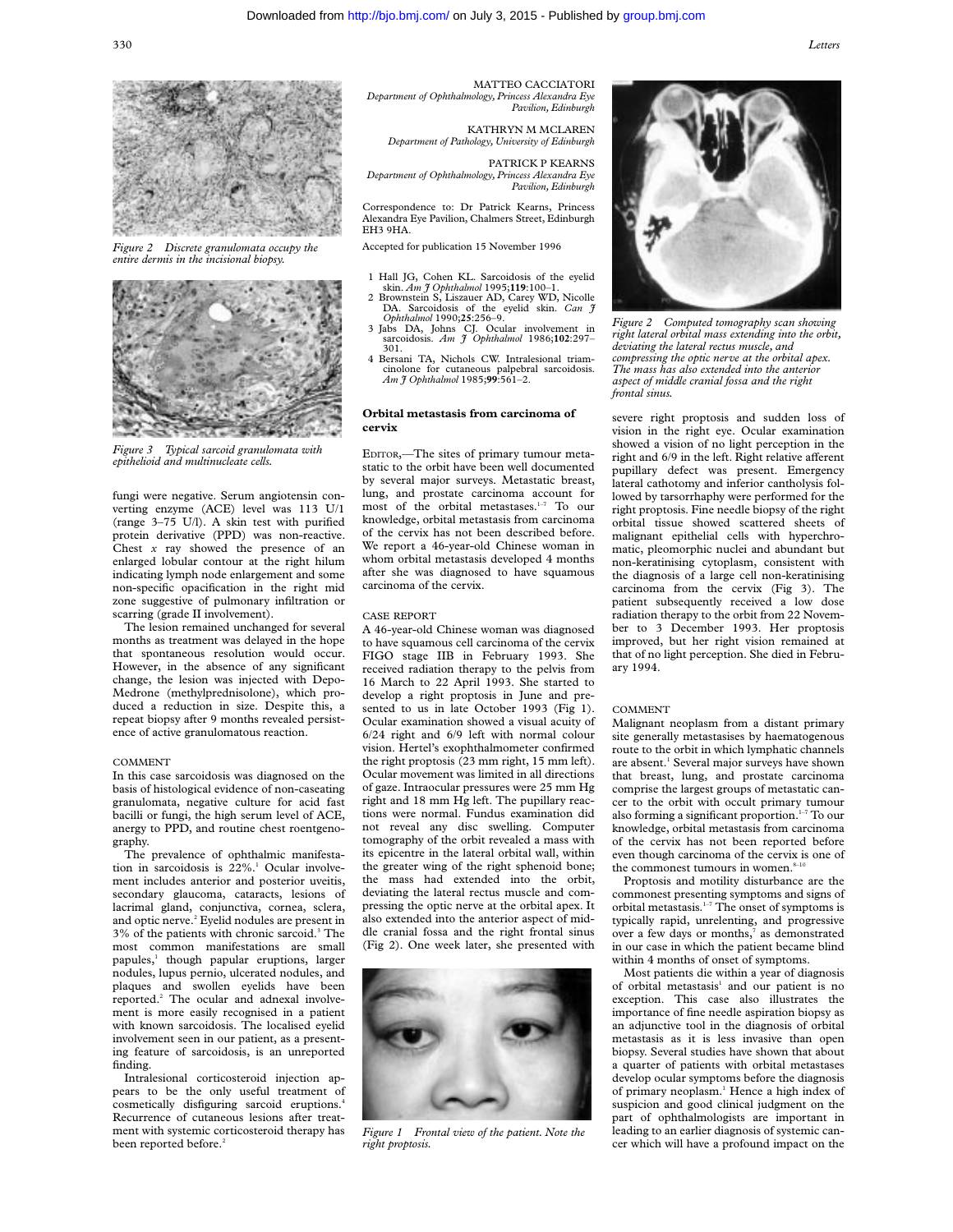Figure 2 Discrete granulomata occupy the entire dermis in the incisional biopsy.

Figure 3 Typical sarcoid granulomata with epithelioid and multinucleate cells.

fungi were negative. Serum angiotensin converting enzyme (ACE) level was 113 U/l (range 3–75 U/l). A skin test with purified protein derivative (PPD) was non-reactive. Chest *x* ray showed the presence of an enlarged lobular contour at the right hilum indicating lymph node enlargement and some non-specific opacification in the right mid zone suggestive of pulmonary infiltration or scarring (grade II involvement).

The lesion remained unchanged for several months as treatment was delayed in the hope that spontaneous resolution would occur. However, in the absence of any significant change, the lesion was injected with Depo-Medrone (methylprednisolone), which produced a reduction in size. Despite this, a repeat biopsy after 9 months revealed persistence of active granulomatous reaction.

COMMENT

In this case sarcoidosis was diagnosed on the basis of histological evidence of non-caseating granulomata, negative culture for acid fast bacilli or fungi, the high serum level of ACE, anergy to PPD, and routine chest roentgenography.

The prevalence of ophthalmic manifestation in sarcoidosis is 22%.[1] Ocular involvement includes anterior and posterior uveitis, secondary glaucoma, cataracts, lesions of lacrimal gland, conjunctiva, cornea, sclera, and optic nerve.[2] Eyelid nodules are present in 3% of the patients with chronic sarcoid.[3] The most common manifestations are small papules,[1] though papular eruptions, larger nodules, lupus pernio, ulcerated nodules, and plaques and swollen eyelids have been reported.[2] The ocular and adnexal involvement is more easily recognised in a patient with known sarcoidosis. The localised eyelid involvement seen in our patient, as a presenting feature of sarcoidosis, is an unreported finding.

Intralesional corticosteroid injection appears to be the only useful treatment of cosmetically disfiguring sarcoid eruptions.[4] Recurrence of cutaneous lesions after treatment with systemic corticosteroid therapy has been reported before.[2]

MATTEO CACCIATORI
*Department of Ophthalmology, Princess Alexandra Eye Pavilion, Edinburgh*

KATHRYN M MCLAREN
*Department of Pathology, University of Edinburgh*

PATRICK P KEARNS
*Department of Ophthalmology, Princess Alexandra Eye Pavilion, Edinburgh*

Correspondence to: Dr Patrick Kearns, Princess Alexandra Eye Pavilion, Chalmers Street, Edinburgh EH3 9HA.

Accepted for publication 15 November 1996

1 Hall JG, Cohen KL. Sarcoidosis of the eyelid skin. *Am J Ophthalmol* 1995;**119**:100–1.
2 Brownstein S, Liszauer AD, Carey WD, Nicolle DA. Sarcoidosis of the eyelid skin. *Can J Ophthalmol* 1990;**25**:256–9.
3 Jabs DA, Johns CJ. Ocular involvement in sarcoidosis. *Am J Ophthalmol* 1986;**102**:297–301.
4 Bersani TA, Nichols CW. Intralesional triamcinolone for cutaneous palpebral sarcoidosis. *Am J Ophthalmol* 1985;**99**:561–2.

## Orbital metastasis from carcinoma of cervix

EDITOR,—The sites of primary tumour metastatic to the orbit have been well documented by several major surveys. Metastatic breast, lung, and prostate carcinoma account for most of the orbital metastases.[1–7] To our knowledge, orbital metastasis from carcinoma of the cervix has not been described before. We report a 46-year-old Chinese woman in whom orbital metastasis developed 4 months after she was diagnosed to have squamous carcinoma of the cervix.

CASE REPORT

A 46-year-old Chinese woman was diagnosed to have squamous cell carcinoma of the cervix FIGO stage IIB in February 1993. She received radiation therapy to the pelvis from 16 March to 22 April 1993. She started to develop a right proptosis in June and presented to us in late October 1993 (Fig 1). Ocular examination showed a visual acuity of 6/24 right and 6/9 left with normal colour vision. Hertel's exophthalmometer confirmed the right proptosis (23 mm right, 15 mm left). Ocular movement was limited in all directions of gaze. Intraocular pressures were 25 mm Hg right and 18 mm Hg left. The pupillary reactions were normal. Fundus examination did not reveal any disc swelling. Computer tomography of the orbit revealed a mass with its epicentre in the lateral orbital wall, within the greater wing of the right sphenoid bone; the mass had extended into the orbit, deviating the lateral rectus muscle and compressing the optic nerve at the orbital apex. It also extended into the anterior aspect of middle cranial fossa and the right frontal sinus (Fig 2). One week later, she presented with severe right proptosis and sudden loss of vision in the right eye. Ocular examination showed a vision of no light perception in the right and 6/9 in the left. Right relative afferent pupillary defect was present. Emergency lateral cathotomy and inferior cantholysis followed by tarsorrhaphy were performed for the right proptosis. Fine needle biopsy of the right orbital tissue showed scattered sheets of malignant epithelial cells with hyperchromatic, pleomorphic nuclei and abundant but non-keratinising cytoplasm, consistent with the diagnosis of a large cell non-keratinising carcinoma from the cervix (Fig 3). The patient subsequently received a low dose radiation therapy to the orbit from 22 November to 3 December 1993. Her proptosis improved, but her right vision remained at that of no light perception. She died in February 1994.

Figure 1 Frontal view of the patient. Note the right proptosis.

Figure 2 Computed tomography scan showing right lateral orbital mass extending into the orbit, deviating the lateral rectus muscle, and compressing the optic nerve at the orbital apex. The mass has also extended into the anterior aspect of middle cranial fossa and the right frontal sinus.

COMMENT

Malignant neoplasm from a distant primary site generally metastasises by haematogenous route to the orbit in which lymphatic channels are absent.[1] Several major surveys have shown that breast, lung, and prostate carcinoma comprise the largest groups of metastatic cancer to the orbit with occult primary tumour also forming a significant proportion.[1–7] To our knowledge, orbital metastasis from carcinoma of the cervix has not been reported before even though carcinoma of the cervix is one of the commonest tumours in women.[8–10]

Proptosis and motility disturbance are the commonest presenting symptoms and signs of orbital metastasis.[1–7] The onset of symptoms is typically rapid, unrelenting, and progressive over a few days or months,[7] as demonstrated in our case in which the patient became blind within 4 months of onset of symptoms.

Most patients die within a year of diagnosis of orbital metastasis[1] and our patient is no exception. This case also illustrates the importance of fine needle aspiration biopsy as an adjunctive tool in the diagnosis of orbital metastasis as it is less invasive than open biopsy. Several studies have shown that about a quarter of patients with orbital metastases develop ocular symptoms before the diagnosis of primary neoplasm.[1] Hence a high index of suspicion and good clinical judgment on the part of ophthalmologists are important in leading to an earlier diagnosis of systemic cancer which will have a profound impact on the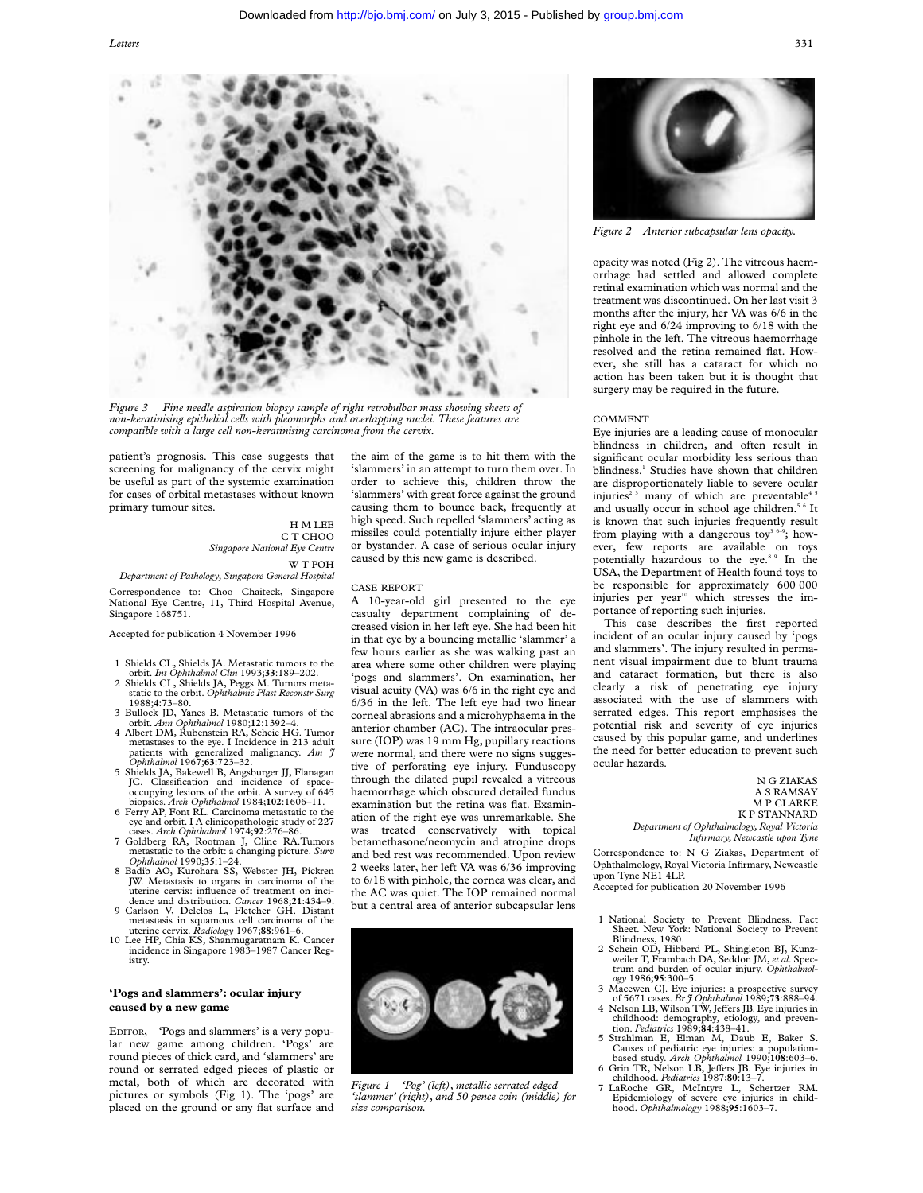*Figure 3 Fine needle aspiration biopsy sample of right retrobulbar mass showing sheets of non-keratinising epithelial cells with pleomorphs and overlapping nuclei. These features are compatible with a large cell non-keratinising carcinoma from the cervix.*

patient's prognosis. This case suggests that screening for malignancy of the cervix might be useful as part of the systemic examination for cases of orbital metastases without known primary tumour sites.

H M LEE
C T CHOO
*Singapore National Eye Centre*

W T POH
*Department of Pathology, Singapore General Hospital*

Correspondence to: Choo Chaiteck, Singapore National Eye Centre, 11, Third Hospital Avenue, Singapore 168751.

Accepted for publication 4 November 1996

1. Shields CL, Shields JA. Metastatic tumors to the orbit. *Int Ophthalmol Clin* 1993;**33**:189–202.
2. Shields CL, Shields JA, Peggs M. Tumors metastatic to the orbit. *Ophthalmic Plast Reconstr Surg* 1988;**4**:73–80.
3. Bullock JD, Yanes B. Metastatic tumors of the orbit. *Ann Ophthalmol* 1980;**12**:1392–4.
4. Albert DM, Rubenstein RA, Scheie HG. Tumor metastases to the eye. I Incidence in 213 adult patients with generalized malignancy. *Am J Ophthalmol* 1967;**63**:723–32.
5. Shields JA, Bakewell B, Angsburger JJ, Flanagan JC. Classification and incidence of space-occupying lesions of the orbit. A survey of 645 biopsies. *Arch Ophthalmol* 1984;**102**:1606–11.
6. Ferry AP, Font RL. Carcinoma metastatic to the eye and orbit. I A clinicopathologic study of 227 cases. *Arch Ophthalmol* 1974;**92**:276–86.
7. Goldberg RA, Rootman J, Cline RA.Tumors metastatic to the orbit: a changing picture. *Surv Ophthalmol* 1990;**35**:1–24.
8. Badib AO, Kurohara SS, Webster JH, Pickren JW. Metastasis to organs in carcinoma of the uterine cervix: influence of treatment on incidence and distribution. *Cancer* 1968;**21**:434–9.
9. Carlson V, Delclos L, Fletcher GH. Distant metastasis in squamous cell carcinoma of the uterine cervix. *Radiology* 1967;**88**:961–6.
10. Lee HP, Chia KS, Shanmugaratnam K. Cancer incidence in Singapore 1983–1987 Cancer Registry.

## 'Pogs and slammers': ocular injury caused by a new game

EDITOR,—'Pogs and slammers' is a very popular new game among children. 'Pogs' are round pieces of thick card, and 'slammers' are round or serrated edged pieces of plastic or metal, both of which are decorated with pictures or symbols (Fig 1). The 'pogs' are placed on the ground or any flat surface and the aim of the game is to hit them with the 'slammers' in an attempt to turn them over. In order to achieve this, children throw the 'slammers' with great force against the ground causing them to bounce back, frequently at high speed. Such repelled 'slammers' acting as missiles could potentially injure either player or bystander. A case of serious ocular injury caused by this new game is described.

### CASE REPORT

A 10-year-old girl presented to the eye casualty department complaining of decreased vision in her left eye. She had been hit in that eye by a bouncing metallic 'slammer' a few hours earlier as she was walking past an area where some other children were playing 'pogs and slammers'. On examination, her visual acuity (VA) was 6/6 in the right eye and 6/36 in the left. The left eye had two linear corneal abrasions and a microhyphaema in the anterior chamber (AC). The intraocular pressure (IOP) was 19 mm Hg, pupillary reactions were normal, and there were no signs suggestive of perforating eye injury. Funduscopy through the dilated pupil revealed a vitreous haemorrhage which obscured detailed fundus examination but the retina was flat. Examination of the right eye was unremarkable. She was treated conservatively with topical betamethasone/neomycin and atropine drops and bed rest was recommended. Upon review 2 weeks later, her left VA was 6/36 improving to 6/18 with pinhole, the cornea was clear, and the AC was quiet. The IOP remained normal but a central area of anterior subcapsular lens opacity was noted (Fig 2). The vitreous haemorrhage had settled and allowed complete retinal examination which was normal and the treatment was discontinued. On her last visit 3 months after the injury, her VA was 6/6 in the right eye and 6/24 improving to 6/18 with the pinhole in the left. The vitreous haemorrhage resolved and the retina remained flat. However, she still has a cataract for which no action has been taken but it is thought that surgery may be required in the future.

*Figure 1 'Pog' (left), metallic serrated edged 'slammer' (right), and 50 pence coin (middle) for size comparison.*

*Figure 2 Anterior subcapsular lens opacity.*

### COMMENT

Eye injuries are a leading cause of monocular blindness in children, and often result in significant ocular morbidity less serious than blindness.[1] Studies have shown that children are disproportionately liable to severe ocular injuries[2,3] many of which are preventable[4,5] and usually occur in school age children.[5,6] It is known that such injuries frequently result from playing with a dangerous toy[3,6–9]; however, few reports are available on toys potentially hazardous to the eye.[8,9] In the USA, the Department of Health found toys to be responsible for approximately 600 000 injuries per year[10] which stresses the importance of reporting such injuries.

This case describes the first reported incident of an ocular injury caused by 'pogs and slammers'. The injury resulted in permanent visual impairment due to blunt trauma and cataract formation, but there is also clearly a risk of penetrating eye injury associated with the use of slammers with serrated edges. This report emphasises the potential risk and severity of eye injuries caused by this popular game, and underlines the need for better education to prevent such ocular hazards.

N G ZIAKAS
A S RAMSAY
M P CLARKE
K P STANNARD
*Department of Ophthalmology, Royal Victoria Infirmary, Newcastle upon Tyne*

Correspondence to: N G Ziakas, Department of Ophthalmology, Royal Victoria Infirmary, Newcastle upon Tyne NE1 4LP.

Accepted for publication 20 November 1996

1. National Society to Prevent Blindness. Fact Sheet. New York: National Society to Prevent Blindness, 1980.
2. Schein OD, Hibberd PL, Shingleton BJ, Kunzweiler T, Frambach DA, Seddon JM, *et al*. Spectrum and burden of ocular injury. *Ophthalmology* 1986;**95**:300–5.
3. Macewen CJ. Eye injuries: a prospective survey of 5671 cases. *Br J Ophthalmol* 1989;**73**:888–94.
4. Nelson LB, Wilson TW, Jeffers JB. Eye injuries in childhood: demography, etiology, and prevention. *Pediatrics* 1989;**84**:438–41.
5. Strahlman E, Elman M, Daub E, Baker S. Causes of pediatric eye injuries: a population-based study. *Arch Ophthalmol* 1990;**108**:603–6.
6. Grin TR, Nelson LB, Jeffers JB. Eye injuries in childhood. *Pediatrics* 1987;**80**:13–7.
7. LaRoche GR, McIntyre L, Schertzer RM. Epidemiology of severe eye injuries in childhood. *Ophthalmology* 1988;**95**:1603–7.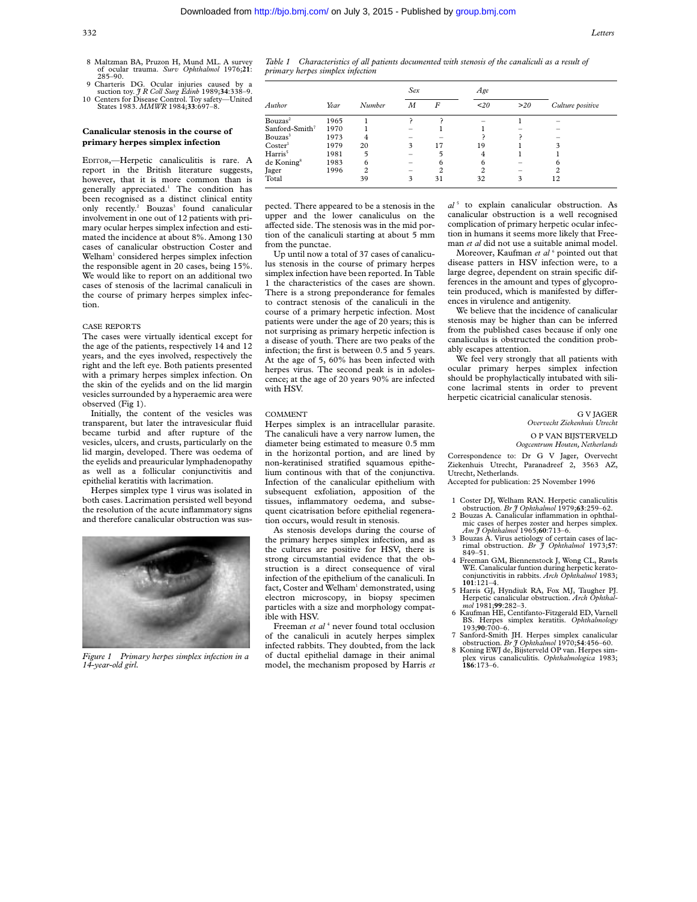8 Maltzman BA, Pruzon H, Mund ML. A survey of ocular trauma. *Surv Ophthalmol* 1976;**21**: 285–90.
9 Charteris DG. Ocular injuries caused by a suction toy. *J R Coll Surg Edinb* 1989;**34**:338–9.
10 Centers for Disease Control. Toy safety—United States 1983. *MMWR* 1984;**33**:697–8.

## Canalicular stenosis in the course of primary herpes simplex infection

EDITOR,—Herpetic canaliculitis is rare. A report in the British literature suggests, however, that it is more common than is generally appreciated.[1] The condition has been recognised as a distinct clinical entity only recently.[2] Bouzas[3] found canalicular involvement in one out of 12 patients with primary ocular herpes simplex infection and estimated the incidence at about 8%. Among 130 cases of canalicular obstruction Coster and Welham[1] considered herpes simplex infection the responsible agent in 20 cases, being 15%. We would like to report on an additional two cases of stenosis of the lacrimal canaliculi in the course of primary herpes simplex infection.

CASE REPORTS

The cases were virtually identical except for the age of the patients, respectively 14 and 12 years, and the eyes involved, respectively the right and the left eye. Both patients presented with a primary herpes simplex infection. On the skin of the eyelids and on the lid margin vesicles surrounded by a hyperaemic area were observed (Fig 1).

Initially, the content of the vesicles was transparent, but later the intravesicular fluid became turbid and after rupture of the vesicles, ulcers, and crusts, particularly on the lid margin, developed. There was oedema of the eyelids and preauricular lymphadenopathy as well as a follicular conjunctivitis and epithelial keratitis with lacrimation.

Herpes simplex type 1 virus was isolated in both cases. Lacrimation persisted well beyond the resolution of the acute inflammatory signs and therefore canalicular obstruction was suspected. There appeared to be a stenosis in the upper and the lower canaliculus on the affected side. The stenosis was in the mid portion of the canaliculi starting at about 5 mm from the punctae.

*Figure 1 Primary herpes simplex infection in a 14-year-old girl.*

Up until now a total of 37 cases of canaliculus stenosis in the course of primary herpes simplex infection have been reported. In Table 1 the characteristics of the cases are shown. There is a strong preponderance for females to contract stenosis of the canaliculi in the course of a primary herpetic infection. Most patients were under the age of 20 years; this is not surprising as primary herpetic infection is a disease of youth. There are two peaks of the infection; the first is between 0.5 and 5 years. At the age of 5, 60% has been infected with herpes virus. The second peak is in adolescence; at the age of 20 years 90% are infected with HSV.

*Table 1 Characteristics of all patients documented with stenosis of the canaliculi as a result of primary herpes simplex infection*

| Author | Year | Number | Sex | | Age | | Culture positive |
|---|---|---|---|---|---|---|---|
| | | | M | F | <20 | >20 | |
| Bouzas[2] | 1965 | 1 | ? | ? | – | 1 | – |
| Sanford-Smith[7] | 1970 | 1 | – | 1 | 1 | – | – |
| Bouzas[3] | 1973 | 4 | – | – | ? | ? | – |
| Coster[1] | 1979 | 20 | 3 | 17 | 19 | 1 | 3 |
| Harris[5] | 1981 | 5 | – | 5 | 4 | 1 | 1 |
| de Koning[8] | 1983 | 6 | – | 6 | 6 | – | 6 |
| Jager | 1996 | 2 | – | 2 | 2 | – | 2 |
| Total | | 39 | 3 | 31 | 32 | 3 | 12 |

COMMENT

Herpes simplex is an intracellular parasite. The canaliculi have a very narrow lumen, the diameter being estimated to measure 0.5 mm in the horizontal portion, and are lined by non-keratinised stratified squamous epithelium continous with that of the conjunctiva. Infection of the canalicular epithelium with subsequent exfoliation, apposition of the tissues, inflammatory oedema, and subsequent cicatrisation before epithelial regeneration occurs, would result in stenosis.

As stenosis develops during the course of the primary herpes simplex infection, and as the cultures are positive for HSV, there is strong circumstantial evidence that the obstruction is a direct consequence of viral infection of the epithelium of the canaliculi. In fact, Coster and Welham[1] demonstrated, using electron microscopy, in biopsy specimen particles with a size and morphology compatible with HSV.

Freeman *et al*[4] never found total occlusion of the canaliculi in acutely herpes simplex infected rabbits. They doubted, from the lack of ductal epithelial damage in their animal model, the mechanism proposed by Harris *et al*[5] to explain canalicular obstruction. As canalicular obstruction is a well recognised complication of primary herpetic ocular infection in humans it seems more likely that Freeman *et al* did not use a suitable animal model.

Moreover, Kaufman *et al*[6] pointed out that disease patters in HSV infection were, to a large degree, dependent on strain specific differences in the amount and types of glycoprotein produced, which is manifested by differences in virulence and antigenity.

We believe that the incidence of canalicular stenosis may be higher than can be inferred from the published cases because if only one canaliculus is obstructed the condition probably escapes attention.

We feel very strongly that all patients with ocular primary herpes simplex infection should be prophylactically intubated with silicone lacrimal stents in order to prevent herpetic cicatricial canalicular stenosis.

G V JAGER
*Overvecht Ziekenhuis Utrecht*

O P VAN BIJSTERVELD
*Oogcentrum Houten, Netherlands*

Correspondence to: Dr G V Jager, Overvecht Ziekenhuis Utrecht, Paranadreef 2, 3563 AZ, Utrecht, Netherlands.

Accepted for publication: 25 November 1996

1 Coster DJ, Welham RAN. Herpetic canaliculitis obstruction. *Br J Ophthalmol* 1979;**63**:259–62.
2 Bouzas A. Canalicular inflammation in ophthalmic cases of herpes zoster and herpes simplex. *Am J Ophthalmol* 1965;**60**:713–6.
3 Bouzas A. Virus aetiology of certain cases of lacrimal obstruction. *Br J Ophthalmol* 1973;**57**: 849–51.
4 Freeman GM, Biennenstock J, Wong CL, Rawls WE. Canalicular funtion during herpetic keratoconjunctivitis in rabbits. *Arch Ophthalmol* 1983; **101**:121–4.
5 Harris GJ, Hyndiuk RA, Fox MJ, Taugher PJ. Herpetic canalicular obstruction. *Arch Ophthalmol* 1981;**99**:282–3.
6 Kaufman HE, Centifanto-Fitzgerald ED, Varnell BS. Herpes simplex keratitis. *Ophthalmology* 193;**90**:700–6.
7 Sanford-Smith JH. Herpes simplex canalicular obstruction. *Br J Ophthalmol* 1970;**54**:456–60.
8 Koning EWJ de, Bijsterveld OP van. Herpes simplex virus canaliculitis. *Ophthalmologica* 1983; **186**:173–6.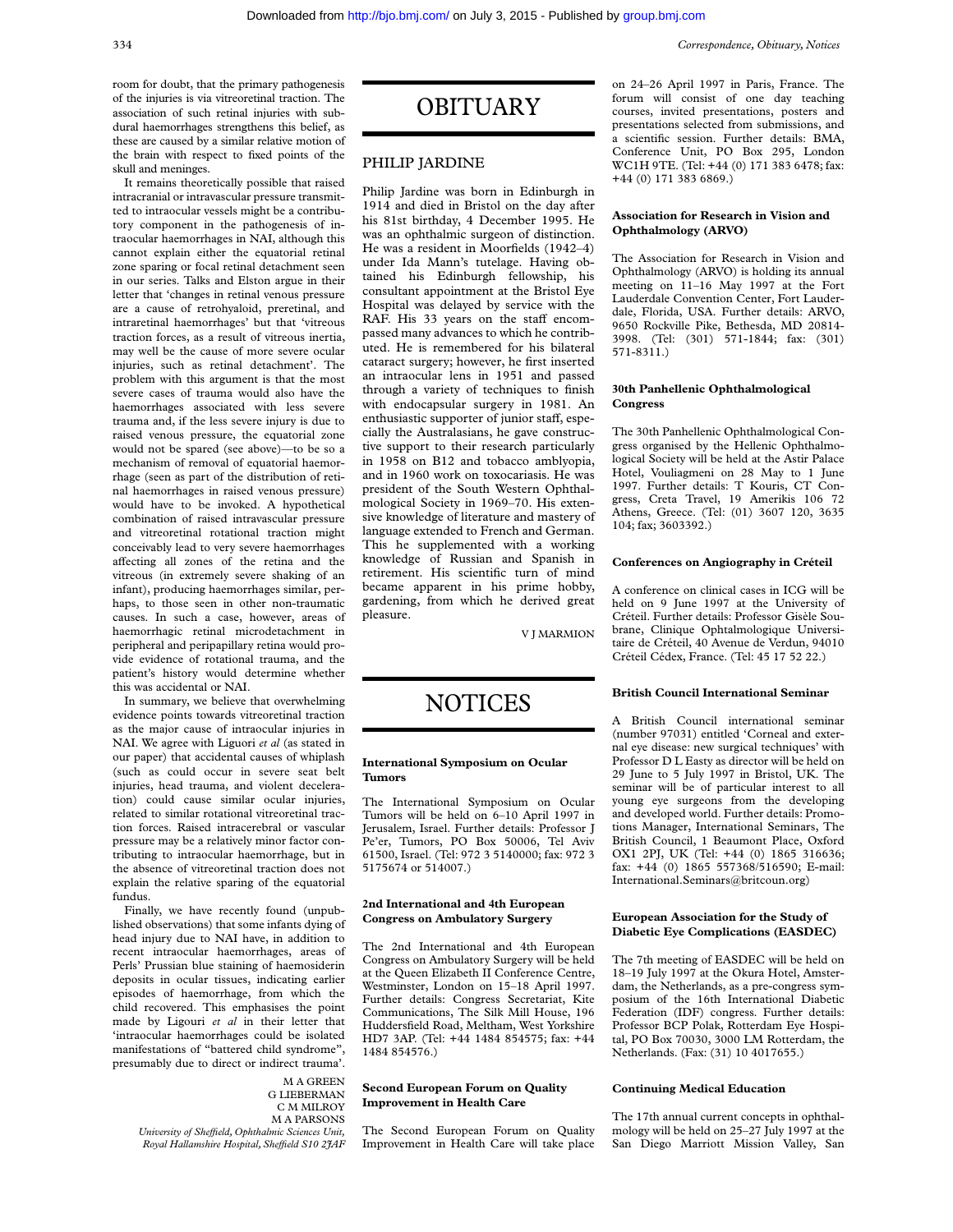room for doubt, that the primary pathogenesis of the injuries is via vitreoretinal traction. The association of such retinal injuries with subdural haemorrhages strengthens this belief, as these are caused by a similar relative motion of the brain with respect to fixed points of the skull and meninges.

It remains theoretically possible that raised intracranial or intravascular pressure transmitted to intraocular vessels might be a contributory component in the pathogenesis of intraocular haemorrhages in NAI, although this cannot explain either the equatorial retinal zone sparing or focal retinal detachment seen in our series. Talks and Elston argue in their letter that 'changes in retinal venous pressure are a cause of retrohyaloid, preretinal, and intraretinal haemorrhages' but that 'vitreous traction forces, as a result of vitreous inertia, may well be the cause of more severe ocular injuries, such as retinal detachment'. The problem with this argument is that the most severe cases of trauma would also have the haemorrhages associated with less severe trauma and, if the less severe injury is due to raised venous pressure, the equatorial zone would not be spared (see above)—to be so a mechanism of removal of equatorial haemorrhage (seen as part of the distribution of retinal haemorrhages in raised venous pressure) would have to be invoked. A hypothetical combination of raised intravascular pressure and vitreoretinal rotational traction might conceivably lead to very severe haemorrhages affecting all zones of the retina and the vitreous (in extremely severe shaking of an infant), producing haemorrhages similar, perhaps, to those seen in other non-traumatic causes. In such a case, however, areas of haemorrhagic retinal microdetachment in peripheral and peripapillary retina would provide evidence of rotational trauma, and the patient's history would determine whether this was accidental or NAI.

In summary, we believe that overwhelming evidence points towards vitreoretinal traction as the major cause of intraocular injuries in NAI. We agree with Liguori *et al* (as stated in our paper) that accidental causes of whiplash (such as could occur in severe seat belt injuries, head trauma, and violent deceleration) could cause similar ocular injuries, related to similar rotational vitreoretinal traction forces. Raised intracerebral or vascular pressure may be a relatively minor factor contributing to intraocular haemorrhage, but in the absence of vitreoretinal traction does not explain the relative sparing of the equatorial fundus.

Finally, we have recently found (unpublished observations) that some infants dying of head injury due to NAI have, in addition to recent intraocular haemorrhages, areas of Perls' Prussian blue staining of haemosiderin deposits in ocular tissues, indicating earlier episodes of haemorrhage, from which the child recovered. This emphasises the point made by Ligouri *et al* in their letter that 'intraocular haemorrhages could be isolated manifestations of "battered child syndrome", presumably due to direct or indirect trauma'.

M A GREEN
G LIEBERMAN
C M MILROY
M A PARSONS

*University of Sheffield, Ophthalmic Sciences Unit, Royal Hallamshire Hospital, Sheffield S10 2JAF*

# OBITUARY

## PHILIP JARDINE

Philip Jardine was born in Edinburgh in 1914 and died in Bristol on the day after his 81st birthday, 4 December 1995. He was an ophthalmic surgeon of distinction. He was a resident in Moorfields (1942–4) under Ida Mann's tutelage. Having obtained his Edinburgh fellowship, his consultant appointment at the Bristol Eye Hospital was delayed by service with the RAF. His 33 years on the staff encompassed many advances to which he contributed. He is remembered for his bilateral cataract surgery; however, he first inserted an intraocular lens in 1951 and passed through a variety of techniques to finish with endocapsular surgery in 1981. An enthusiastic supporter of junior staff, especially the Australasians, he gave constructive support to their research particularly in 1958 on B12 and tobacco amblyopia, and in 1960 work on toxocariasis. He was president of the South Western Ophthalmological Society in 1969–70. His extensive knowledge of literature and mastery of language extended to French and German. This he supplemented with a working knowledge of Russian and Spanish in retirement. His scientific turn of mind became apparent in his prime hobby, gardening, from which he derived great pleasure.

V J MARMION

# NOTICES

### International Symposium on Ocular Tumors

The International Symposium on Ocular Tumors will be held on 6–10 April 1997 in Jerusalem, Israel. Further details: Professor J Pe'er, Tumors, PO Box 50006, Tel Aviv 61500, Israel. (Tel: 972 3 5140000; fax: 972 3 5175674 or 514007.)

### 2nd International and 4th European Congress on Ambulatory Surgery

The 2nd International and 4th European Congress on Ambulatory Surgery will be held at the Queen Elizabeth II Conference Centre, Westminster, London on 15–18 April 1997. Further details: Congress Secretariat, Kite Communications, The Silk Mill House, 196 Huddersfield Road, Meltham, West Yorkshire HD7 3AP. (Tel: +44 1484 854575; fax: +44 1484 854576.)

### Second European Forum on Quality Improvement in Health Care

The Second European Forum on Quality Improvement in Health Care will take place on 24–26 April 1997 in Paris, France. The forum will consist of one day teaching courses, invited presentations, posters and presentations selected from submissions, and a scientific session. Further details: BMA, Conference Unit, PO Box 295, London WC1H 9TE. (Tel: +44 (0) 171 383 6478; fax: +44 (0) 171 383 6869.)

### Association for Research in Vision and Ophthalmology (ARVO)

The Association for Research in Vision and Ophthalmology (ARVO) is holding its annual meeting on 11–16 May 1997 at the Fort Lauderdale Convention Center, Fort Lauderdale, Florida, USA. Further details: ARVO, 9650 Rockville Pike, Bethesda, MD 20814-3998. (Tel: (301) 571-1844; fax: (301) 571-8311.)

### 30th Panhellenic Ophthalmological Congress

The 30th Panhellenic Ophthalmological Congress organised by the Hellenic Ophthalmological Society will be held at the Astir Palace Hotel, Vouliagmeni on 28 May to 1 June 1997. Further details: T Kouris, CT Congress, Creta Travel, 19 Amerikis 106 72 Athens, Greece. (Tel: (01) 3607 120, 3635 104; fax; 3603392.)

### Conferences on Angiography in Créteil

A conference on clinical cases in ICG will be held on 9 June 1997 at the University of Créteil. Further details: Professor Gisèle Soubrane, Clinique Ophtalmologique Universitaire de Créteil, 40 Avenue de Verdun, 94010 Créteil Cédex, France. (Tel: 45 17 52 22.)

### British Council International Seminar

A British Council international seminar (number 97031) entitled 'Corneal and external eye disease: new surgical techniques' with Professor D L Easty as director will be held on 29 June to 5 July 1997 in Bristol, UK. The seminar will be of particular interest to all young eye surgeons from the developing and developed world. Further details: Promotions Manager, International Seminars, The British Council, 1 Beaumont Place, Oxford OX1 2PJ, UK (Tel: +44 (0) 1865 316636; fax: +44 (0) 1865 557368/516590; E-mail: International.Seminars@britcoun.org)

### European Association for the Study of Diabetic Eye Complications (EASDEC)

The 7th meeting of EASDEC will be held on 18–19 July 1997 at the Okura Hotel, Amsterdam, the Netherlands, as a pre-congress symposium of the 16th International Diabetic Federation (IDF) congress. Further details: Professor BCP Polak, Rotterdam Eye Hospital, PO Box 70030, 3000 LM Rotterdam, the Netherlands. (Fax: (31) 10 4017655.)

### Continuing Medical Education

The 17th annual current concepts in ophthalmology will be held on 25–27 July 1997 at the San Diego Marriott Mission Valley, San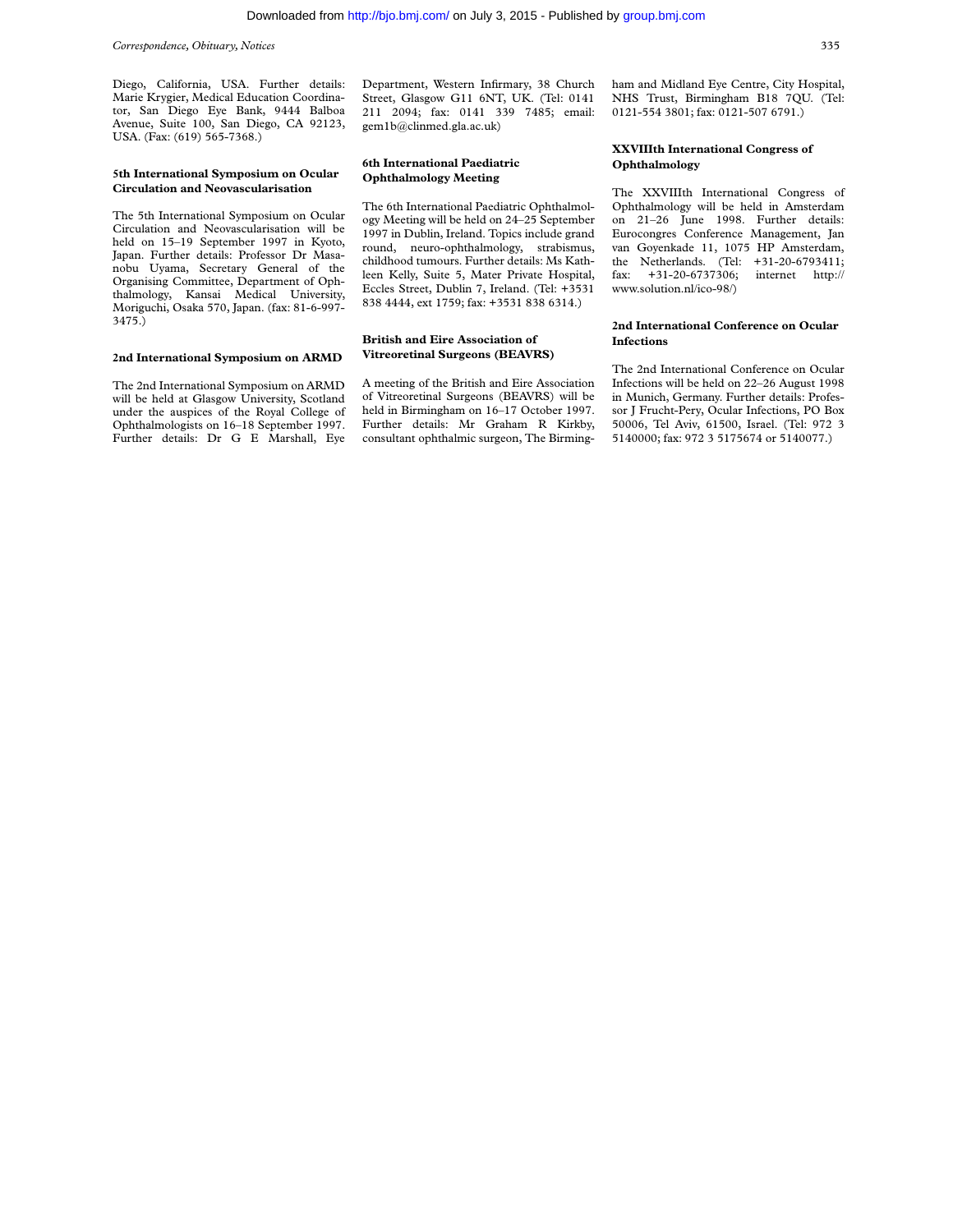Diego, California, USA. Further details: Marie Krygier, Medical Education Coordinator, San Diego Eye Bank, 9444 Balboa Avenue, Suite 100, San Diego, CA 92123, USA. (Fax: (619) 565-7368.)

### 5th International Symposium on Ocular Circulation and Neovascularisation

The 5th International Symposium on Ocular Circulation and Neovascularisation will be held on 15–19 September 1997 in Kyoto, Japan. Further details: Professor Dr Masanobu Uyama, Secretary General of the Organising Committee, Department of Ophthalmology, Kansai Medical University, Moriguchi, Osaka 570, Japan. (fax: 81-6-997-3475.)

### 2nd International Symposium on ARMD

The 2nd International Symposium on ARMD will be held at Glasgow University, Scotland under the auspices of the Royal College of Ophthalmologists on 16–18 September 1997. Further details: Dr G E Marshall, Eye Department, Western Infirmary, 38 Church Street, Glasgow G11 6NT, UK. (Tel: 0141 211 2094; fax: 0141 339 7485; email: gem1b@clinmed.gla.ac.uk)

### 6th International Paediatric Ophthalmology Meeting

The 6th International Paediatric Ophthalmology Meeting will be held on 24–25 September 1997 in Dublin, Ireland. Topics include grand round, neuro-ophthalmology, strabismus, childhood tumours. Further details: Ms Kathleen Kelly, Suite 5, Mater Private Hospital, Eccles Street, Dublin 7, Ireland. (Tel: +3531 838 4444, ext 1759; fax: +3531 838 6314.)

### British and Eire Association of Vitreoretinal Surgeons (BEAVRS)

A meeting of the British and Eire Association of Vitreoretinal Surgeons (BEAVRS) will be held in Birmingham on 16–17 October 1997. Further details: Mr Graham R Kirkby, consultant ophthalmic surgeon, The Birmingham and Midland Eye Centre, City Hospital, NHS Trust, Birmingham B18 7QU. (Tel: 0121-554 3801; fax: 0121-507 6791.)

### XXVIIIth International Congress of Ophthalmology

The XXVIIIth International Congress of Ophthalmology will be held in Amsterdam on 21–26 June 1998. Further details: Eurocongres Conference Management, Jan van Goyenkade 11, 1075 HP Amsterdam, the Netherlands. (Tel: +31-20-6793411; fax: +31-20-6737306; internet http://www.solution.nl/ico-98/)

### 2nd International Conference on Ocular Infections

The 2nd International Conference on Ocular Infections will be held on 22–26 August 1998 in Munich, Germany. Further details: Professor J Frucht-Pery, Ocular Infections, PO Box 50006, Tel Aviv, 61500, Israel. (Tel: 972 3 5140000; fax: 972 3 5175674 or 5140077.)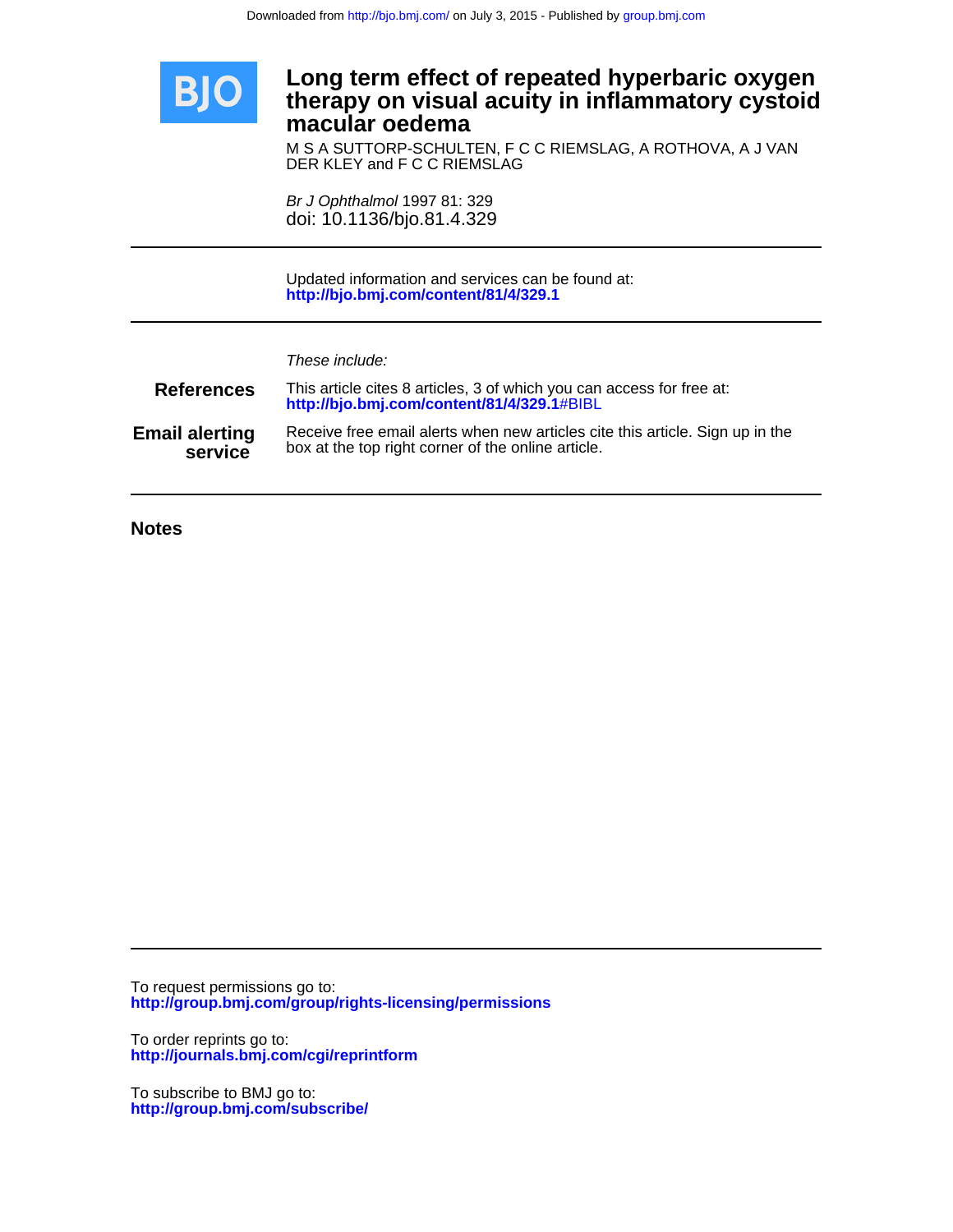# Long term effect of repeated hyperbaric oxygen therapy on visual acuity in inflammatory cystoid macular oedema

M S A SUTTORP-SCHULTEN, F C C RIEMSLAG, A ROTHOVA, A J VAN DER KLEY and F C C RIEMSLAG

*Br J Ophthalmol* 1997 81: 329
doi: 10.1136/bjo.81.4.329

Updated information and services can be found at:
**http://bjo.bmj.com/content/81/4/329.1**

*These include:*

**References**
This article cites 8 articles, 3 of which you can access for free at:
**http://bjo.bmj.com/content/81/4/329.1**#BIBL

**Email alerting service**
Receive free email alerts when new articles cite this article. Sign up in the box at the top right corner of the online article.

## Notes

To request permissions go to:
**http://group.bmj.com/group/rights-licensing/permissions**

To order reprints go to:
**http://journals.bmj.com/cgi/reprintform**

To subscribe to BMJ go to:
**http://group.bmj.com/subscribe/**